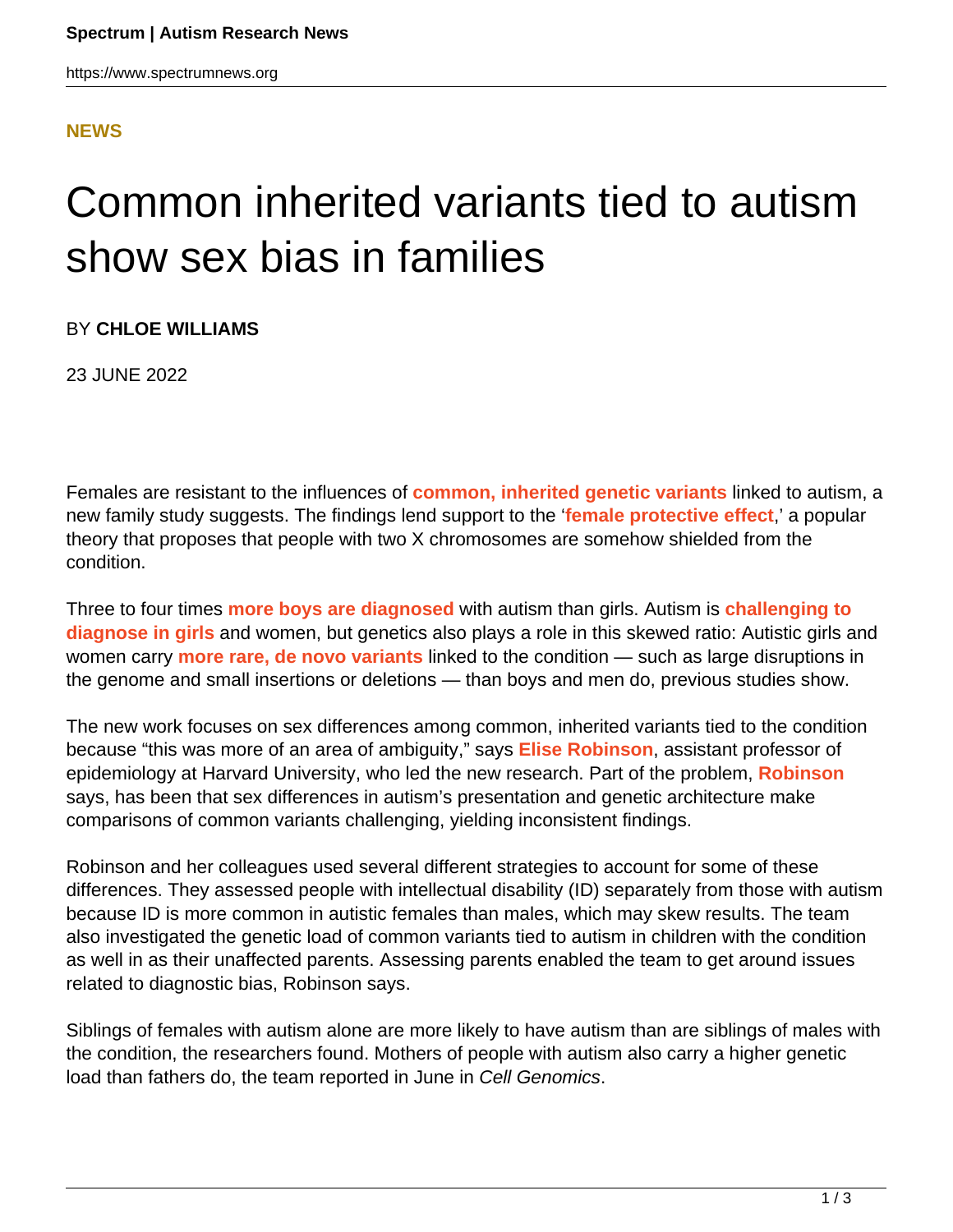NEWS

# Common inherited variants tied to autism show sex bias in families

BY **CHLOE WILLIAMS**

23 JUNE 2022

Females are resistant to the influences of **common, inherited genetic variants** linked to autism, a new family study suggests. The findings lend support to the '**female protective effect**,' a popular theory that proposes that people with two X chromosomes are somehow shielded from the condition.

Three to four times **more boys are diagnosed** with autism than girls. Autism is **challenging to diagnose in girls** and women, but genetics also plays a role in this skewed ratio: Autistic girls and women carry **more rare, de novo variants** linked to the condition — such as large disruptions in the genome and small insertions or deletions — than boys and men do, previous studies show.

The new work focuses on sex differences among common, inherited variants tied to the condition because "this was more of an area of ambiguity," says **Elise Robinson**, assistant professor of epidemiology at Harvard University, who led the new research. Part of the problem, **Robinson** says, has been that sex differences in autism's presentation and genetic architecture make comparisons of common variants challenging, yielding inconsistent findings.

Robinson and her colleagues used several different strategies to account for some of these differences. They assessed people with intellectual disability (ID) separately from those with autism because ID is more common in autistic females than males, which may skew results. The team also investigated the genetic load of common variants tied to autism in children with the condition as well in as their unaffected parents. Assessing parents enabled the team to get around issues related to diagnostic bias, Robinson says.

Siblings of females with autism alone are more likely to have autism than are siblings of males with the condition, the researchers found. Mothers of people with autism also carry a higher genetic load than fathers do, the team reported in June in *Cell Genomics*.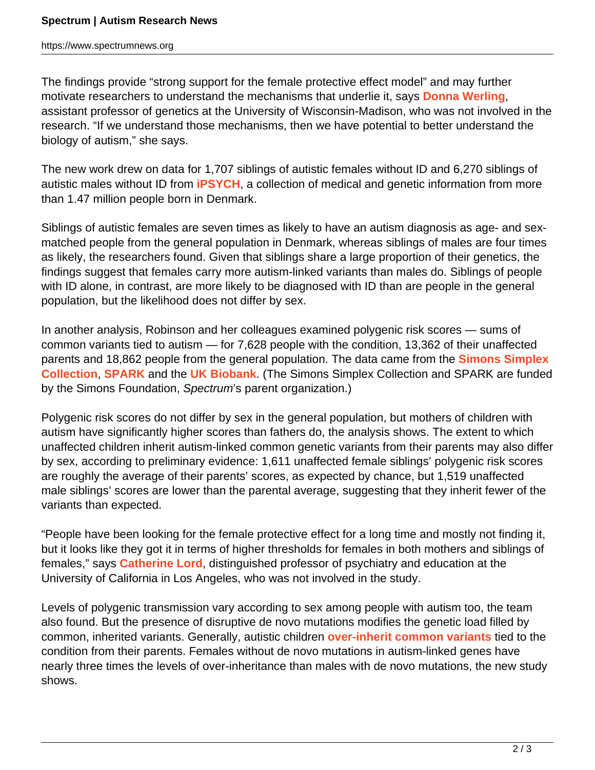The findings provide "strong support for the female protective effect model" and may further motivate researchers to understand the mechanisms that underlie it, says **Donna Werling**, assistant professor of genetics at the University of Wisconsin-Madison, who was not involved in the research. "If we understand those mechanisms, then we have potential to better understand the biology of autism," she says.

The new work drew on data for 1,707 siblings of autistic females without ID and 6,270 siblings of autistic males without ID from **iPSYCH**, a collection of medical and genetic information from more than 1.47 million people born in Denmark.

Siblings of autistic females are seven times as likely to have an autism diagnosis as age- and sex-matched people from the general population in Denmark, whereas siblings of males are four times as likely, the researchers found. Given that siblings share a large proportion of their genetics, the findings suggest that females carry more autism-linked variants than males do. Siblings of people with ID alone, in contrast, are more likely to be diagnosed with ID than are people in the general population, but the likelihood does not differ by sex.

In another analysis, Robinson and her colleagues examined polygenic risk scores — sums of common variants tied to autism — for 7,628 people with the condition, 13,362 of their unaffected parents and 18,862 people from the general population. The data came from the **Simons Simplex Collection**, **SPARK** and the **UK Biobank**. (The Simons Simplex Collection and SPARK are funded by the Simons Foundation, *Spectrum*'s parent organization.)

Polygenic risk scores do not differ by sex in the general population, but mothers of children with autism have significantly higher scores than fathers do, the analysis shows. The extent to which unaffected children inherit autism-linked common genetic variants from their parents may also differ by sex, according to preliminary evidence: 1,611 unaffected female siblings' polygenic risk scores are roughly the average of their parents' scores, as expected by chance, but 1,519 unaffected male siblings' scores are lower than the parental average, suggesting that they inherit fewer of the variants than expected.

"People have been looking for the female protective effect for a long time and mostly not finding it, but it looks like they got it in terms of higher thresholds for females in both mothers and siblings of females," says **Catherine Lord**, distinguished professor of psychiatry and education at the University of California in Los Angeles, who was not involved in the study.

Levels of polygenic transmission vary according to sex among people with autism too, the team also found. But the presence of disruptive de novo mutations modifies the genetic load filled by common, inherited variants. Generally, autistic children **over-inherit common variants** tied to the condition from their parents. Females without de novo mutations in autism-linked genes have nearly three times the levels of over-inheritance than males with de novo mutations, the new study shows.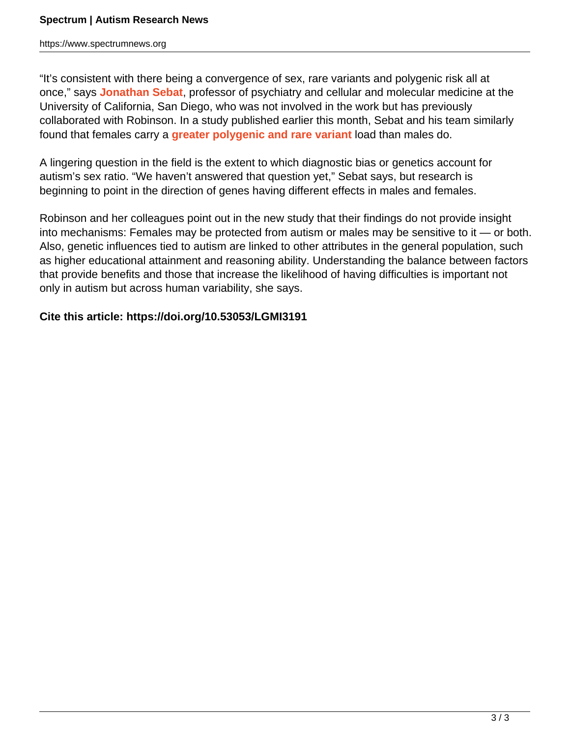"It's consistent with there being a convergence of sex, rare variants and polygenic risk all at once," says **Jonathan Sebat**, professor of psychiatry and cellular and molecular medicine at the University of California, San Diego, who was not involved in the work but has previously collaborated with Robinson. In a study published earlier this month, Sebat and his team similarly found that females carry a **greater polygenic and rare variant** load than males do.

A lingering question in the field is the extent to which diagnostic bias or genetics account for autism's sex ratio. "We haven't answered that question yet," Sebat says, but research is beginning to point in the direction of genes having different effects in males and females.

Robinson and her colleagues point out in the new study that their findings do not provide insight into mechanisms: Females may be protected from autism or males may be sensitive to it — or both. Also, genetic influences tied to autism are linked to other attributes in the general population, such as higher educational attainment and reasoning ability. Understanding the balance between factors that provide benefits and those that increase the likelihood of having difficulties is important not only in autism but across human variability, she says.

**Cite this article: https://doi.org/10.53053/LGMI3191**